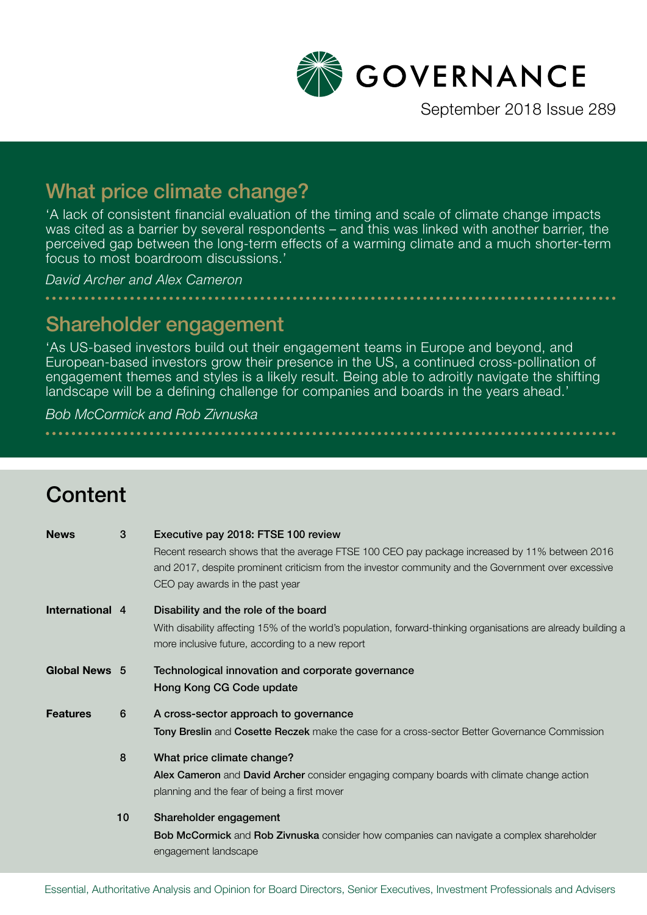# GOVERNANCE

September 2018 Issue 289

## What price climate change?

'A lack of consistent financial evaluation of the timing and scale of climate change impacts was cited as a barrier by several respondents – and this was linked with another barrier, the perceived gap between the long-term effects of a warming climate and a much shorter-term focus to most boardroom discussions.'

*David Archer and Alex Cameron*

## Shareholder engagement

'As US-based investors build out their engagement teams in Europe and beyond, and European-based investors grow their presence in the US, a continued cross-pollination of engagement themes and styles is a likely result. Being able to adroitly navigate the shifting landscape will be a defining challenge for companies and boards in the years ahead.'

*Bob McCormick and Rob Zivnuska*

## Content

| | | |
|---|---|---|
| **News** | 3 | **Executive pay 2018: FTSE 100 review**<br>Recent research shows that the average FTSE 100 CEO pay package increased by 11% between 2016 and 2017, despite prominent criticism from the investor community and the Government over excessive CEO pay awards in the past year |
| **International** | 4 | **Disability and the role of the board**<br>With disability affecting 15% of the world's population, forward-thinking organisations are already building a more inclusive future, according to a new report |
| **Global News** | 5 | **Technological innovation and corporate governance**<br>**Hong Kong CG Code update** |
| **Features** | 6 | **A cross-sector approach to governance**<br>**Tony Breslin** and **Cosette Reczek** make the case for a cross-sector Better Governance Commission |
| | 8 | **What price climate change?**<br>**Alex Cameron** and **David Archer** consider engaging company boards with climate change action planning and the fear of being a first mover |
| | 10 | **Shareholder engagement**<br>**Bob McCormick** and **Rob Zivnuska** consider how companies can navigate a complex shareholder engagement landscape |

Essential, Authoritative Analysis and Opinion for Board Directors, Senior Executives, Investment Professionals and Advisers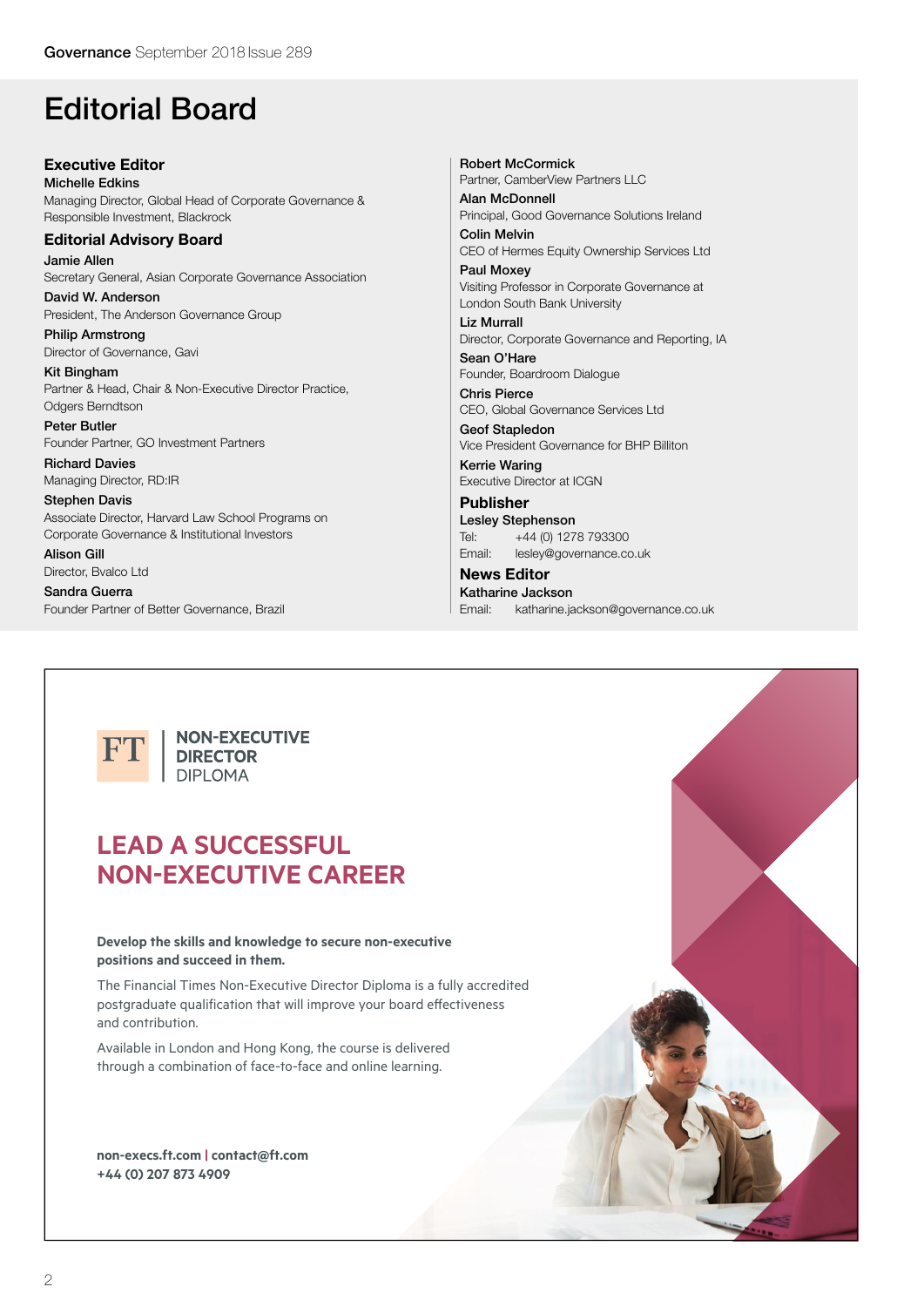# Editorial Board

## Executive Editor

**Michelle Edkins**
Managing Director, Global Head of Corporate Governance & Responsible Investment, Blackrock

## Editorial Advisory Board

**Jamie Allen**
Secretary General, Asian Corporate Governance Association

**David W. Anderson**
President, The Anderson Governance Group

**Philip Armstrong**
Director of Governance, Gavi

**Kit Bingham**
Partner & Head, Chair & Non-Executive Director Practice, Odgers Berndtson

**Peter Butler**
Founder Partner, GO Investment Partners

**Richard Davies**
Managing Director, RD:IR

**Stephen Davis**
Associate Director, Harvard Law School Programs on Corporate Governance & Institutional Investors

**Alison Gill**
Director, Bvalco Ltd

**Sandra Guerra**
Founder Partner of Better Governance, Brazil

**Robert McCormick**
Partner, CamberView Partners LLC

**Alan McDonnell**
Principal, Good Governance Solutions Ireland

**Colin Melvin**
CEO of Hermes Equity Ownership Services Ltd

**Paul Moxey**
Visiting Professor in Corporate Governance at London South Bank University

**Liz Murrall**
Director, Corporate Governance and Reporting, IA

**Sean O'Hare**
Founder, Boardroom Dialogue

**Chris Pierce**
CEO, Global Governance Services Ltd

**Geof Stapledon**
Vice President Governance for BHP Billiton

**Kerrie Waring**
Executive Director at ICGN

## Publisher

**Lesley Stephenson**
Tel: +44 (0) 1278 793300
Email: lesley@governance.co.uk

## News Editor

**Katharine Jackson**
Email: katharine.jackson@governance.co.uk

---

FT | NON-EXECUTIVE DIRECTOR DIPLOMA

## LEAD A SUCCESSFUL NON-EXECUTIVE CAREER

**Develop the skills and knowledge to secure non-executive positions and succeed in them.**

The Financial Times Non-Executive Director Diploma is a fully accredited postgraduate qualification that will improve your board effectiveness and contribution.

Available in London and Hong Kong, the course is delivered through a combination of face-to-face and online learning.

**non-execs.ft.com | contact@ft.com**
**+44 (0) 207 873 4909**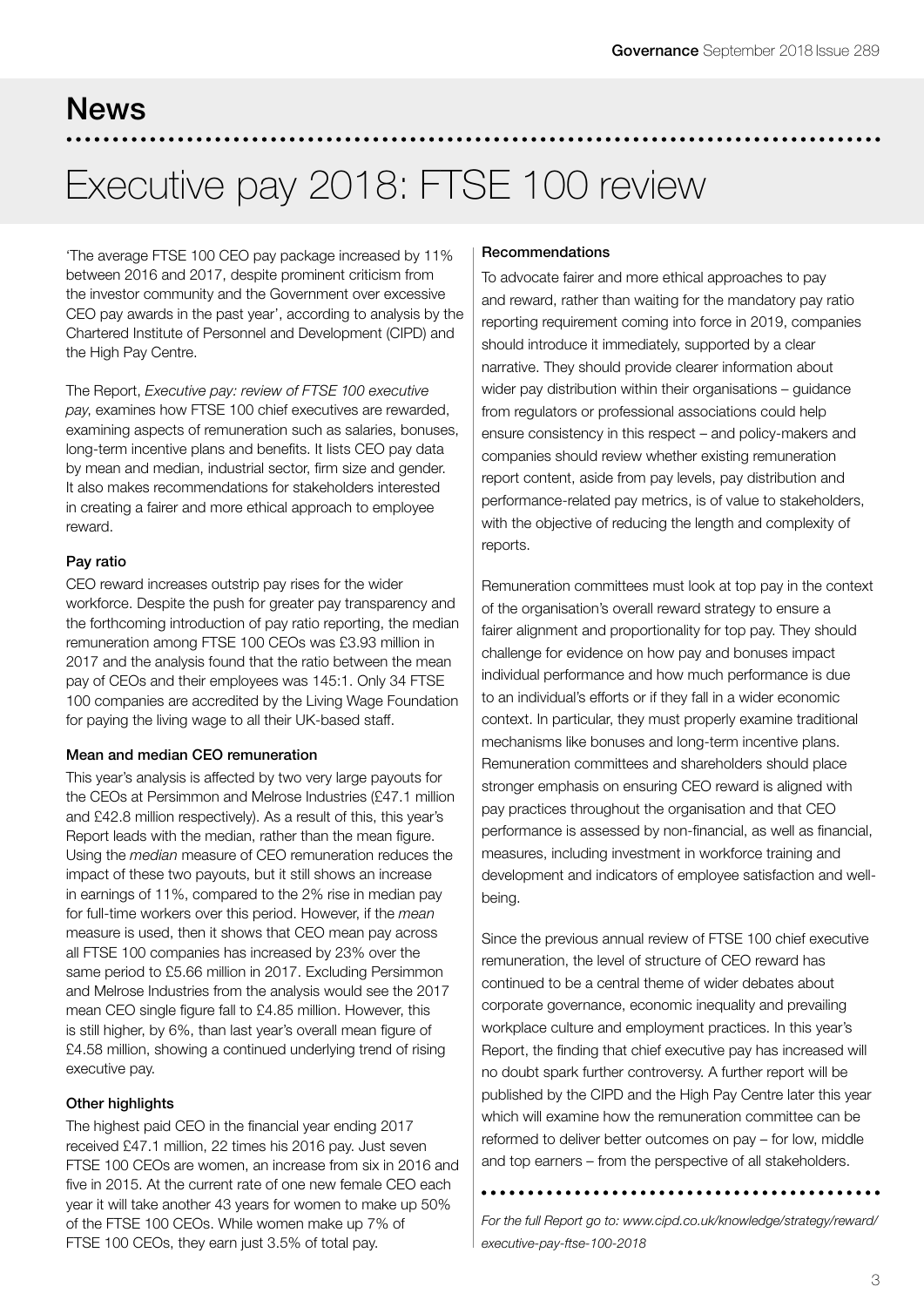# News

# Executive pay 2018: FTSE 100 review

'The average FTSE 100 CEO pay package increased by 11% between 2016 and 2017, despite prominent criticism from the investor community and the Government over excessive CEO pay awards in the past year', according to analysis by the Chartered Institute of Personnel and Development (CIPD) and the High Pay Centre.

The Report, *Executive pay: review of FTSE 100 executive pay*, examines how FTSE 100 chief executives are rewarded, examining aspects of remuneration such as salaries, bonuses, long-term incentive plans and benefits. It lists CEO pay data by mean and median, industrial sector, firm size and gender. It also makes recommendations for stakeholders interested in creating a fairer and more ethical approach to employee reward.

### Pay ratio

CEO reward increases outstrip pay rises for the wider workforce. Despite the push for greater pay transparency and the forthcoming introduction of pay ratio reporting, the median remuneration among FTSE 100 CEOs was £3.93 million in 2017 and the analysis found that the ratio between the mean pay of CEOs and their employees was 145:1. Only 34 FTSE 100 companies are accredited by the Living Wage Foundation for paying the living wage to all their UK-based staff.

### Mean and median CEO remuneration

This year's analysis is affected by two very large payouts for the CEOs at Persimmon and Melrose Industries (£47.1 million and £42.8 million respectively). As a result of this, this year's Report leads with the median, rather than the mean figure. Using the *median* measure of CEO remuneration reduces the impact of these two payouts, but it still shows an increase in earnings of 11%, compared to the 2% rise in median pay for full-time workers over this period. However, if the *mean* measure is used, then it shows that CEO mean pay across all FTSE 100 companies has increased by 23% over the same period to £5.66 million in 2017. Excluding Persimmon and Melrose Industries from the analysis would see the 2017 mean CEO single figure fall to £4.85 million. However, this is still higher, by 6%, than last year's overall mean figure of £4.58 million, showing a continued underlying trend of rising executive pay.

### Other highlights

The highest paid CEO in the financial year ending 2017 received £47.1 million, 22 times his 2016 pay. Just seven FTSE 100 CEOs are women, an increase from six in 2016 and five in 2015. At the current rate of one new female CEO each year it will take another 43 years for women to make up 50% of the FTSE 100 CEOs. While women make up 7% of FTSE 100 CEOs, they earn just 3.5% of total pay.

### Recommendations

To advocate fairer and more ethical approaches to pay and reward, rather than waiting for the mandatory pay ratio reporting requirement coming into force in 2019, companies should introduce it immediately, supported by a clear narrative. They should provide clearer information about wider pay distribution within their organisations – guidance from regulators or professional associations could help ensure consistency in this respect – and policy-makers and companies should review whether existing remuneration report content, aside from pay levels, pay distribution and performance-related pay metrics, is of value to stakeholders, with the objective of reducing the length and complexity of reports.

Remuneration committees must look at top pay in the context of the organisation's overall reward strategy to ensure a fairer alignment and proportionality for top pay. They should challenge for evidence on how pay and bonuses impact individual performance and how much performance is due to an individual's efforts or if they fall in a wider economic context. In particular, they must properly examine traditional mechanisms like bonuses and long-term incentive plans. Remuneration committees and shareholders should place stronger emphasis on ensuring CEO reward is aligned with pay practices throughout the organisation and that CEO performance is assessed by non-financial, as well as financial, measures, including investment in workforce training and development and indicators of employee satisfaction and well-being.

Since the previous annual review of FTSE 100 chief executive remuneration, the level of structure of CEO reward has continued to be a central theme of wider debates about corporate governance, economic inequality and prevailing workplace culture and employment practices. In this year's Report, the finding that chief executive pay has increased will no doubt spark further controversy. A further report will be published by the CIPD and the High Pay Centre later this year which will examine how the remuneration committee can be reformed to deliver better outcomes on pay – for low, middle and top earners – from the perspective of all stakeholders.

*For the full Report go to: www.cipd.co.uk/knowledge/strategy/reward/executive-pay-ftse-100-2018*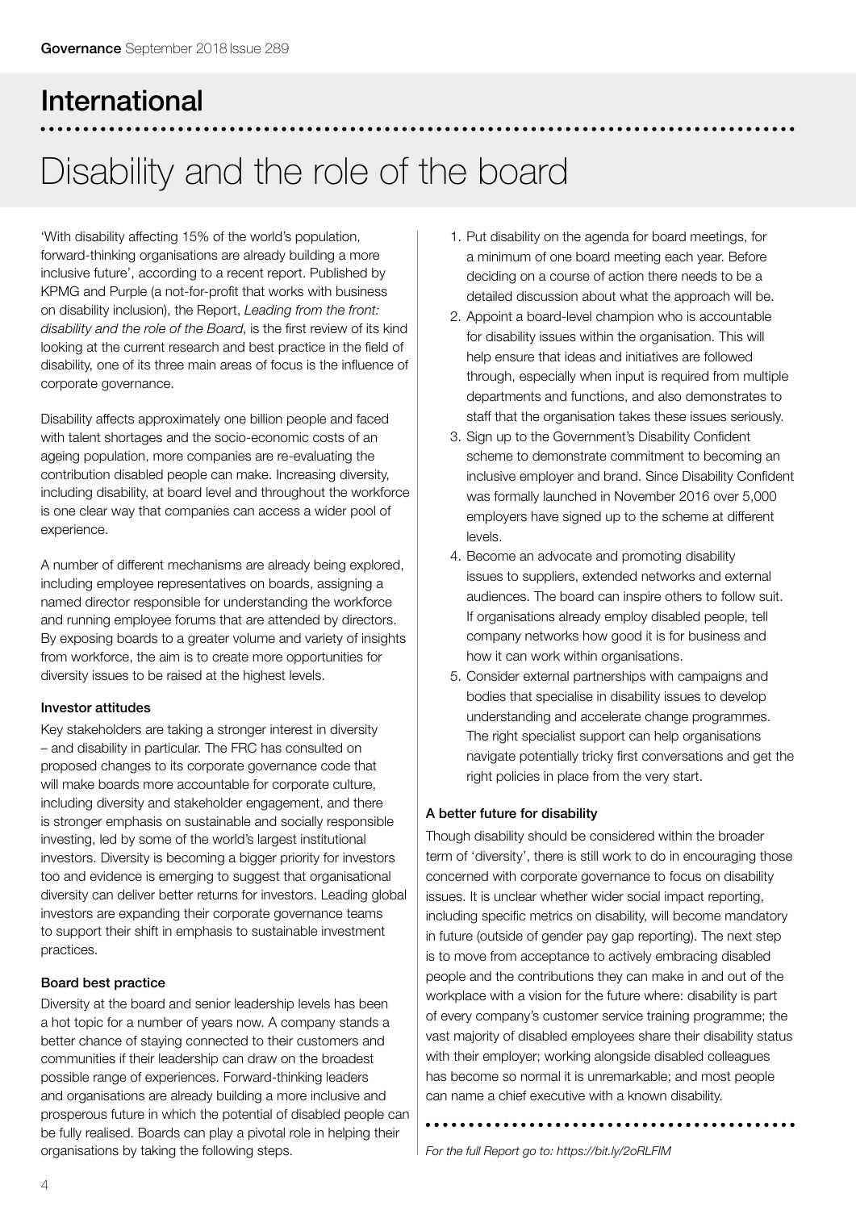## International

# Disability and the role of the board

'With disability affecting 15% of the world's population, forward-thinking organisations are already building a more inclusive future', according to a recent report. Published by KPMG and Purple (a not-for-profit that works with business on disability inclusion), the Report, *Leading from the front: disability and the role of the Board*, is the first review of its kind looking at the current research and best practice in the field of disability, one of its three main areas of focus is the influence of corporate governance.

Disability affects approximately one billion people and faced with talent shortages and the socio-economic costs of an ageing population, more companies are re-evaluating the contribution disabled people can make. Increasing diversity, including disability, at board level and throughout the workforce is one clear way that companies can access a wider pool of experience.

A number of different mechanisms are already being explored, including employee representatives on boards, assigning a named director responsible for understanding the workforce and running employee forums that are attended by directors. By exposing boards to a greater volume and variety of insights from workforce, the aim is to create more opportunities for diversity issues to be raised at the highest levels.

### Investor attitudes

Key stakeholders are taking a stronger interest in diversity – and disability in particular. The FRC has consulted on proposed changes to its corporate governance code that will make boards more accountable for corporate culture, including diversity and stakeholder engagement, and there is stronger emphasis on sustainable and socially responsible investing, led by some of the world's largest institutional investors. Diversity is becoming a bigger priority for investors too and evidence is emerging to suggest that organisational diversity can deliver better returns for investors. Leading global investors are expanding their corporate governance teams to support their shift in emphasis to sustainable investment practices.

### Board best practice

Diversity at the board and senior leadership levels has been a hot topic for a number of years now. A company stands a better chance of staying connected to their customers and communities if their leadership can draw on the broadest possible range of experiences. Forward-thinking leaders and organisations are already building a more inclusive and prosperous future in which the potential of disabled people can be fully realised. Boards can play a pivotal role in helping their organisations by taking the following steps.

1. Put disability on the agenda for board meetings, for a minimum of one board meeting each year. Before deciding on a course of action there needs to be a detailed discussion about what the approach will be.
2. Appoint a board-level champion who is accountable for disability issues within the organisation. This will help ensure that ideas and initiatives are followed through, especially when input is required from multiple departments and functions, and also demonstrates to staff that the organisation takes these issues seriously.
3. Sign up to the Government's Disability Confident scheme to demonstrate commitment to becoming an inclusive employer and brand. Since Disability Confident was formally launched in November 2016 over 5,000 employers have signed up to the scheme at different levels.
4. Become an advocate and promoting disability issues to suppliers, extended networks and external audiences. The board can inspire others to follow suit. If organisations already employ disabled people, tell company networks how good it is for business and how it can work within organisations.
5. Consider external partnerships with campaigns and bodies that specialise in disability issues to develop understanding and accelerate change programmes. The right specialist support can help organisations navigate potentially tricky first conversations and get the right policies in place from the very start.

### A better future for disability

Though disability should be considered within the broader term of 'diversity', there is still work to do in encouraging those concerned with corporate governance to focus on disability issues. It is unclear whether wider social impact reporting, including specific metrics on disability, will become mandatory in future (outside of gender pay gap reporting). The next step is to move from acceptance to actively embracing disabled people and the contributions they can make in and out of the workplace with a vision for the future where: disability is part of every company's customer service training programme; the vast majority of disabled employees share their disability status with their employer; working alongside disabled colleagues has become so normal it is unremarkable; and most people can name a chief executive with a known disability.

*For the full Report go to: https://bit.ly/2oRLFIM*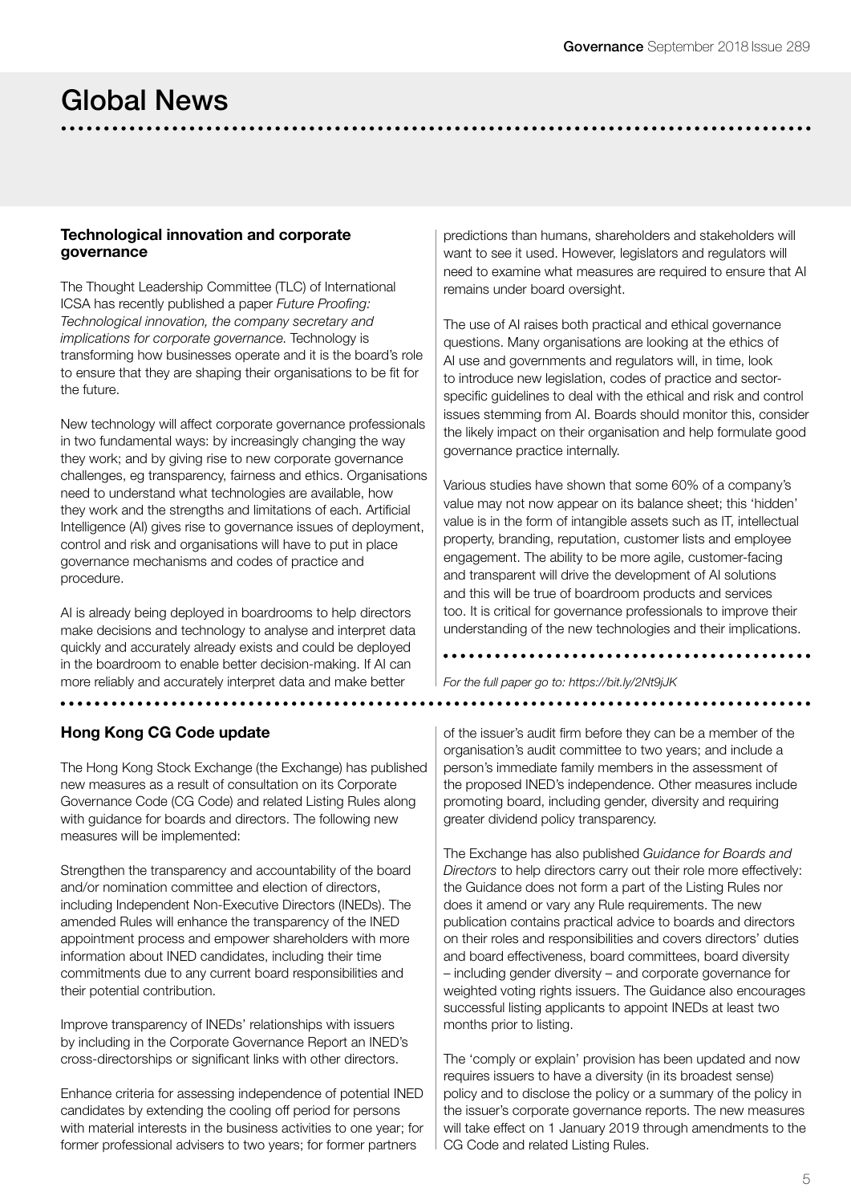# Global News

## Technological innovation and corporate governance

The Thought Leadership Committee (TLC) of International ICSA has recently published a paper *Future Proofing: Technological innovation, the company secretary and implications for corporate governance.* Technology is transforming how businesses operate and it is the board's role to ensure that they are shaping their organisations to be fit for the future.

New technology will affect corporate governance professionals in two fundamental ways: by increasingly changing the way they work; and by giving rise to new corporate governance challenges, eg transparency, fairness and ethics. Organisations need to understand what technologies are available, how they work and the strengths and limitations of each. Artificial Intelligence (AI) gives rise to governance issues of deployment, control and risk and organisations will have to put in place governance mechanisms and codes of practice and procedure.

AI is already being deployed in boardrooms to help directors make decisions and technology to analyse and interpret data quickly and accurately already exists and could be deployed in the boardroom to enable better decision-making. If AI can more reliably and accurately interpret data and make better predictions than humans, shareholders and stakeholders will want to see it used. However, legislators and regulators will need to examine what measures are required to ensure that AI remains under board oversight.

The use of AI raises both practical and ethical governance questions. Many organisations are looking at the ethics of AI use and governments and regulators will, in time, look to introduce new legislation, codes of practice and sector-specific guidelines to deal with the ethical and risk and control issues stemming from AI. Boards should monitor this, consider the likely impact on their organisation and help formulate good governance practice internally.

Various studies have shown that some 60% of a company's value may not now appear on its balance sheet; this 'hidden' value is in the form of intangible assets such as IT, intellectual property, branding, reputation, customer lists and employee engagement. The ability to be more agile, customer-facing and transparent will drive the development of AI solutions and this will be true of boardroom products and services too. It is critical for governance professionals to improve their understanding of the new technologies and their implications.

*For the full paper go to: https://bit.ly/2Nt9jJK*

## Hong Kong CG Code update

The Hong Kong Stock Exchange (the Exchange) has published new measures as a result of consultation on its Corporate Governance Code (CG Code) and related Listing Rules along with guidance for boards and directors. The following new measures will be implemented:

Strengthen the transparency and accountability of the board and/or nomination committee and election of directors, including Independent Non-Executive Directors (INEDs). The amended Rules will enhance the transparency of the INED appointment process and empower shareholders with more information about INED candidates, including their time commitments due to any current board responsibilities and their potential contribution.

Improve transparency of INEDs' relationships with issuers by including in the Corporate Governance Report an INED's cross-directorships or significant links with other directors.

Enhance criteria for assessing independence of potential INED candidates by extending the cooling off period for persons with material interests in the business activities to one year; for former professional advisers to two years; for former partners of the issuer's audit firm before they can be a member of the organisation's audit committee to two years; and include a person's immediate family members in the assessment of the proposed INED's independence. Other measures include promoting board, including gender, diversity and requiring greater dividend policy transparency.

The Exchange has also published *Guidance for Boards and Directors* to help directors carry out their role more effectively: the Guidance does not form a part of the Listing Rules nor does it amend or vary any Rule requirements. The new publication contains practical advice to boards and directors on their roles and responsibilities and covers directors' duties and board effectiveness, board committees, board diversity – including gender diversity – and corporate governance for weighted voting rights issuers. The Guidance also encourages successful listing applicants to appoint INEDs at least two months prior to listing.

The 'comply or explain' provision has been updated and now requires issuers to have a diversity (in its broadest sense) policy and to disclose the policy or a summary of the policy in the issuer's corporate governance reports. The new measures will take effect on 1 January 2019 through amendments to the CG Code and related Listing Rules.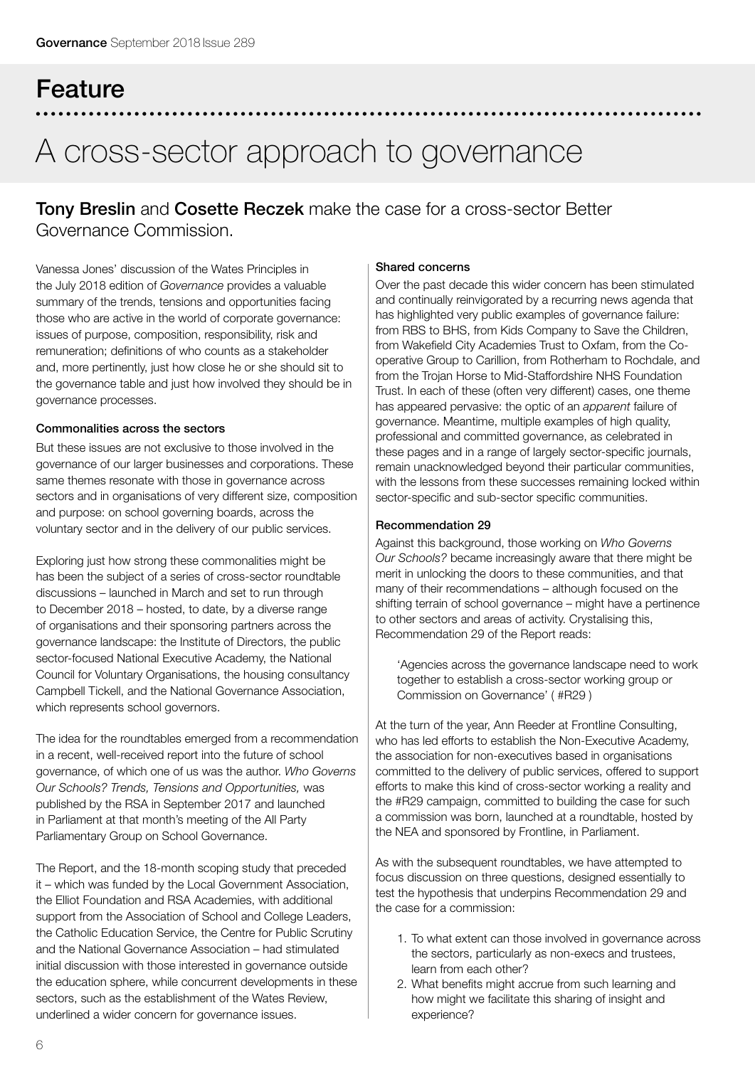# Feature

# A cross-sector approach to governance

**Tony Breslin** and **Cosette Reczek** make the case for a cross-sector Better Governance Commission.

Vanessa Jones' discussion of the Wates Principles in the July 2018 edition of *Governance* provides a valuable summary of the trends, tensions and opportunities facing those who are active in the world of corporate governance: issues of purpose, composition, responsibility, risk and remuneration; definitions of who counts as a stakeholder and, more pertinently, just how close he or she should sit to the governance table and just how involved they should be in governance processes.

### Commonalities across the sectors

But these issues are not exclusive to those involved in the governance of our larger businesses and corporations. These same themes resonate with those in governance across sectors and in organisations of very different size, composition and purpose: on school governing boards, across the voluntary sector and in the delivery of our public services.

Exploring just how strong these commonalities might be has been the subject of a series of cross-sector roundtable discussions – launched in March and set to run through to December 2018 – hosted, to date, by a diverse range of organisations and their sponsoring partners across the governance landscape: the Institute of Directors, the public sector-focused National Executive Academy, the National Council for Voluntary Organisations, the housing consultancy Campbell Tickell, and the National Governance Association, which represents school governors.

The idea for the roundtables emerged from a recommendation in a recent, well-received report into the future of school governance, of which one of us was the author. *Who Governs Our Schools? Trends, Tensions and Opportunities,* was published by the RSA in September 2017 and launched in Parliament at that month's meeting of the All Party Parliamentary Group on School Governance.

The Report, and the 18-month scoping study that preceded it – which was funded by the Local Government Association, the Elliot Foundation and RSA Academies, with additional support from the Association of School and College Leaders, the Catholic Education Service, the Centre for Public Scrutiny and the National Governance Association – had stimulated initial discussion with those interested in governance outside the education sphere, while concurrent developments in these sectors, such as the establishment of the Wates Review, underlined a wider concern for governance issues.

### Shared concerns

Over the past decade this wider concern has been stimulated and continually reinvigorated by a recurring news agenda that has highlighted very public examples of governance failure: from RBS to BHS, from Kids Company to Save the Children, from Wakefield City Academies Trust to Oxfam, from the Co-operative Group to Carillion, from Rotherham to Rochdale, and from the Trojan Horse to Mid-Staffordshire NHS Foundation Trust. In each of these (often very different) cases, one theme has appeared pervasive: the optic of an *apparent* failure of governance. Meantime, multiple examples of high quality, professional and committed governance, as celebrated in these pages and in a range of largely sector-specific journals, remain unacknowledged beyond their particular communities, with the lessons from these successes remaining locked within sector-specific and sub-sector specific communities.

### Recommendation 29

Against this background, those working on *Who Governs Our Schools?* became increasingly aware that there might be merit in unlocking the doors to these communities, and that many of their recommendations – although focused on the shifting terrain of school governance – might have a pertinence to other sectors and areas of activity. Crystalising this, Recommendation 29 of the Report reads:

> 'Agencies across the governance landscape need to work together to establish a cross-sector working group or Commission on Governance' ( #R29 )

At the turn of the year, Ann Reeder at Frontline Consulting, who has led efforts to establish the Non-Executive Academy, the association for non-executives based in organisations committed to the delivery of public services, offered to support efforts to make this kind of cross-sector working a reality and the #R29 campaign, committed to building the case for such a commission was born, launched at a roundtable, hosted by the NEA and sponsored by Frontline, in Parliament.

As with the subsequent roundtables, we have attempted to focus discussion on three questions, designed essentially to test the hypothesis that underpins Recommendation 29 and the case for a commission:

1. To what extent can those involved in governance across the sectors, particularly as non-execs and trustees, learn from each other?
2. What benefits might accrue from such learning and how might we facilitate this sharing of insight and experience?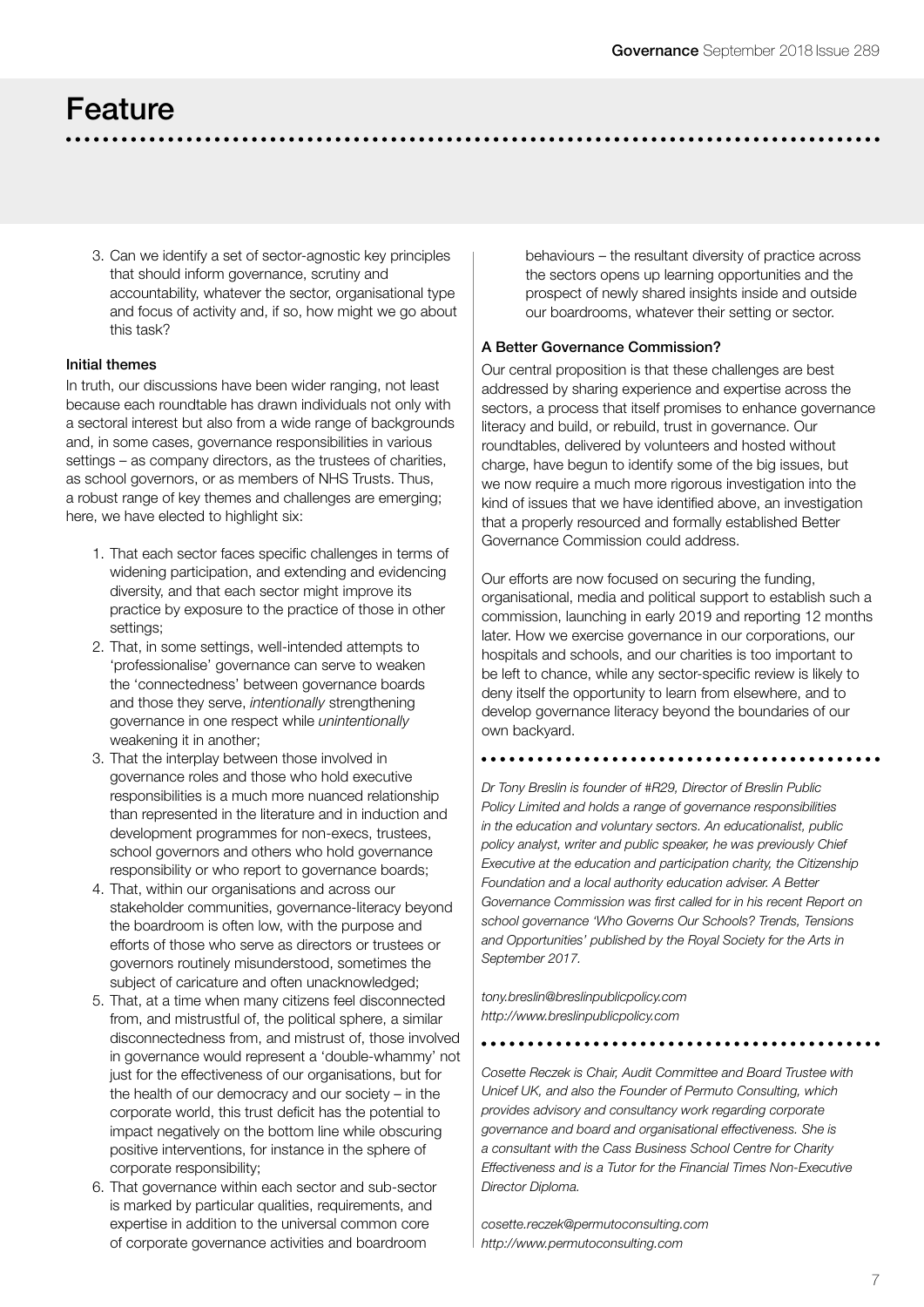3. Can we identify a set of sector-agnostic key principles that should inform governance, scrutiny and accountability, whatever the sector, organisational type and focus of activity and, if so, how might we go about this task?

### Initial themes

In truth, our discussions have been wider ranging, not least because each roundtable has drawn individuals not only with a sectoral interest but also from a wide range of backgrounds and, in some cases, governance responsibilities in various settings – as company directors, as the trustees of charities, as school governors, or as members of NHS Trusts. Thus, a robust range of key themes and challenges are emerging; here, we have elected to highlight six:

1. That each sector faces specific challenges in terms of widening participation, and extending and evidencing diversity, and that each sector might improve its practice by exposure to the practice of those in other settings;
2. That, in some settings, well-intended attempts to 'professionalise' governance can serve to weaken the 'connectedness' between governance boards and those they serve, *intentionally* strengthening governance in one respect while *unintentionally* weakening it in another;
3. That the interplay between those involved in governance roles and those who hold executive responsibilities is a much more nuanced relationship than represented in the literature and in induction and development programmes for non-execs, trustees, school governors and others who hold governance responsibility or who report to governance boards;
4. That, within our organisations and across our stakeholder communities, governance-literacy beyond the boardroom is often low, with the purpose and efforts of those who serve as directors or trustees or governors routinely misunderstood, sometimes the subject of caricature and often unacknowledged;
5. That, at a time when many citizens feel disconnected from, and mistrustful of, the political sphere, a similar disconnectedness from, and mistrust of, those involved in governance would represent a 'double-whammy' not just for the effectiveness of our organisations, but for the health of our democracy and our society – in the corporate world, this trust deficit has the potential to impact negatively on the bottom line while obscuring positive interventions, for instance in the sphere of corporate responsibility;
6. That governance within each sector and sub-sector is marked by particular qualities, requirements, and expertise in addition to the universal common core of corporate governance activities and boardroom behaviours – the resultant diversity of practice across the sectors opens up learning opportunities and the prospect of newly shared insights inside and outside our boardrooms, whatever their setting or sector.

### A Better Governance Commission?

Our central proposition is that these challenges are best addressed by sharing experience and expertise across the sectors, a process that itself promises to enhance governance literacy and build, or rebuild, trust in governance. Our roundtables, delivered by volunteers and hosted without charge, have begun to identify some of the big issues, but we now require a much more rigorous investigation into the kind of issues that we have identified above, an investigation that a properly resourced and formally established Better Governance Commission could address.

Our efforts are now focused on securing the funding, organisational, media and political support to establish such a commission, launching in early 2019 and reporting 12 months later. How we exercise governance in our corporations, our hospitals and schools, and our charities is too important to be left to chance, while any sector-specific review is likely to deny itself the opportunity to learn from elsewhere, and to develop governance literacy beyond the boundaries of our own backyard.

---

*Dr Tony Breslin is founder of #R29, Director of Breslin Public Policy Limited and holds a range of governance responsibilities in the education and voluntary sectors. An educationalist, public policy analyst, writer and public speaker, he was previously Chief Executive at the education and participation charity, the Citizenship Foundation and a local authority education adviser. A Better Governance Commission was first called for in his recent Report on school governance 'Who Governs Our Schools? Trends, Tensions and Opportunities' published by the Royal Society for the Arts in September 2017.*

*tony.breslin@breslinpublicpolicy.com*
*http://www.breslinpublicpolicy.com*

---

*Cosette Reczek is Chair, Audit Committee and Board Trustee with Unicef UK, and also the Founder of Permuto Consulting, which provides advisory and consultancy work regarding corporate governance and board and organisational effectiveness. She is a consultant with the Cass Business School Centre for Charity Effectiveness and is a Tutor for the Financial Times Non-Executive Director Diploma.*

*cosette.reczek@permutoconsulting.com*
*http://www.permutoconsulting.com*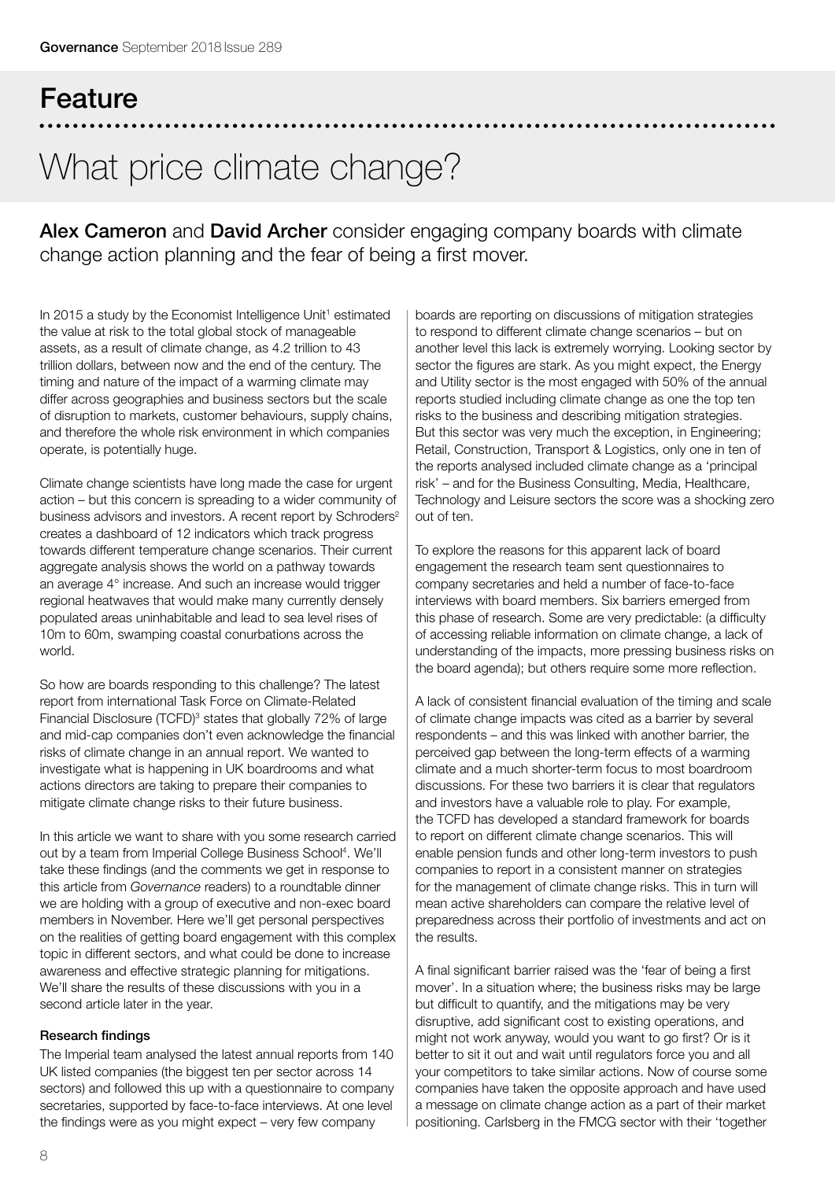# Feature

# What price climate change?

**Alex Cameron** and **David Archer** consider engaging company boards with climate change action planning and the fear of being a first mover.

In 2015 a study by the Economist Intelligence Unit[1] estimated the value at risk to the total global stock of manageable assets, as a result of climate change, as 4.2 trillion to 43 trillion dollars, between now and the end of the century. The timing and nature of the impact of a warming climate may differ across geographies and business sectors but the scale of disruption to markets, customer behaviours, supply chains, and therefore the whole risk environment in which companies operate, is potentially huge.

Climate change scientists have long made the case for urgent action – but this concern is spreading to a wider community of business advisors and investors. A recent report by Schroders[2] creates a dashboard of 12 indicators which track progress towards different temperature change scenarios. Their current aggregate analysis shows the world on a pathway towards an average 4° increase. And such an increase would trigger regional heatwaves that would make many currently densely populated areas uninhabitable and lead to sea level rises of 10m to 60m, swamping coastal conurbations across the world.

So how are boards responding to this challenge? The latest report from international Task Force on Climate-Related Financial Disclosure (TCFD)[3] states that globally 72% of large and mid-cap companies don't even acknowledge the financial risks of climate change in an annual report. We wanted to investigate what is happening in UK boardrooms and what actions directors are taking to prepare their companies to mitigate climate change risks to their future business.

In this article we want to share with you some research carried out by a team from Imperial College Business School[4]. We'll take these findings (and the comments we get in response to this article from *Governance* readers) to a roundtable dinner we are holding with a group of executive and non-exec board members in November. Here we'll get personal perspectives on the realities of getting board engagement with this complex topic in different sectors, and what could be done to increase awareness and effective strategic planning for mitigations. We'll share the results of these discussions with you in a second article later in the year.

### Research findings

The Imperial team analysed the latest annual reports from 140 UK listed companies (the biggest ten per sector across 14 sectors) and followed this up with a questionnaire to company secretaries, supported by face-to-face interviews. At one level the findings were as you might expect – very few company boards are reporting on discussions of mitigation strategies to respond to different climate change scenarios – but on another level this lack is extremely worrying. Looking sector by sector the figures are stark. As you might expect, the Energy and Utility sector is the most engaged with 50% of the annual reports studied including climate change as one the top ten risks to the business and describing mitigation strategies. But this sector was very much the exception, in Engineering; Retail, Construction, Transport & Logistics, only one in ten of the reports analysed included climate change as a 'principal risk' – and for the Business Consulting, Media, Healthcare, Technology and Leisure sectors the score was a shocking zero out of ten.

To explore the reasons for this apparent lack of board engagement the research team sent questionnaires to company secretaries and held a number of face-to-face interviews with board members. Six barriers emerged from this phase of research. Some are very predictable: (a difficulty of accessing reliable information on climate change, a lack of understanding of the impacts, more pressing business risks on the board agenda); but others require some more reflection.

A lack of consistent financial evaluation of the timing and scale of climate change impacts was cited as a barrier by several respondents – and this was linked with another barrier, the perceived gap between the long-term effects of a warming climate and a much shorter-term focus to most boardroom discussions. For these two barriers it is clear that regulators and investors have a valuable role to play. For example, the TCFD has developed a standard framework for boards to report on different climate change scenarios. This will enable pension funds and other long-term investors to push companies to report in a consistent manner on strategies for the management of climate change risks. This in turn will mean active shareholders can compare the relative level of preparedness across their portfolio of investments and act on the results.

A final significant barrier raised was the 'fear of being a first mover'. In a situation where; the business risks may be large but difficult to quantify, and the mitigations may be very disruptive, add significant cost to existing operations, and might not work anyway, would you want to go first? Or is it better to sit it out and wait until regulators force you and all your competitors to take similar actions. Now of course some companies have taken the opposite approach and have used a message on climate change action as a part of their market positioning. Carlsberg in the FMCG sector with their 'together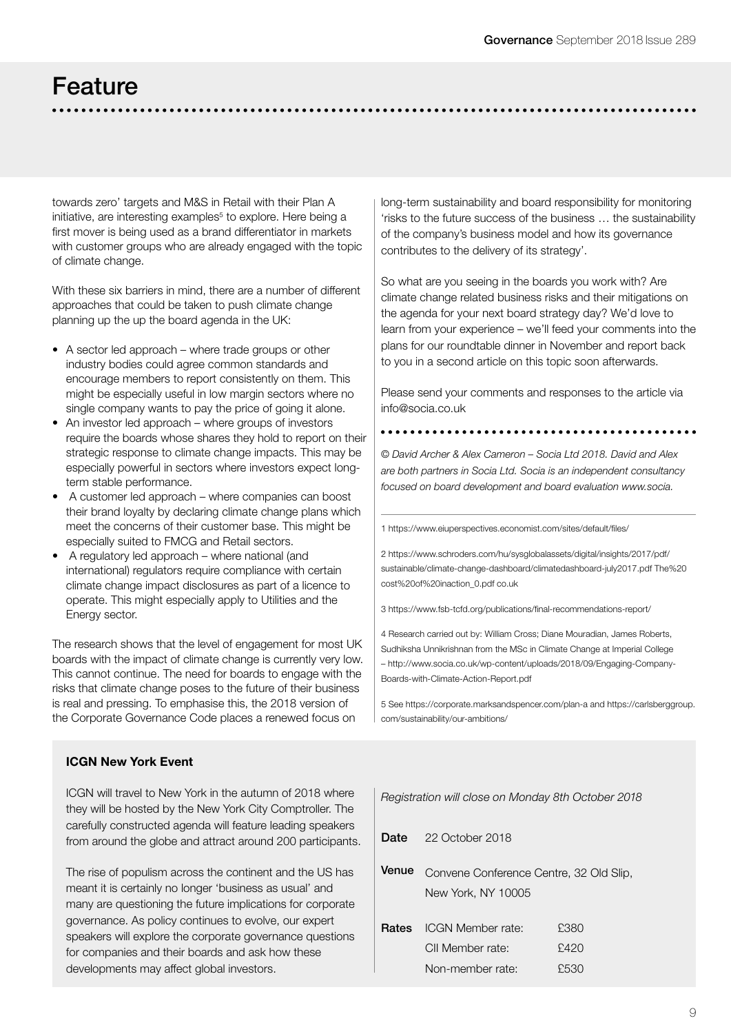# Feature

towards zero' targets and M&S in Retail with their Plan A initiative, are interesting examples[5] to explore. Here being a first mover is being used as a brand differentiator in markets with customer groups who are already engaged with the topic of climate change.

With these six barriers in mind, there are a number of different approaches that could be taken to push climate change planning up the up the board agenda in the UK:

- A sector led approach – where trade groups or other industry bodies could agree common standards and encourage members to report consistently on them. This might be especially useful in low margin sectors where no single company wants to pay the price of going it alone.
- An investor led approach – where groups of investors require the boards whose shares they hold to report on their strategic response to climate change impacts. This may be especially powerful in sectors where investors expect long-term stable performance.
- A customer led approach – where companies can boost their brand loyalty by declaring climate change plans which meet the concerns of their customer base. This might be especially suited to FMCG and Retail sectors.
- A regulatory led approach – where national (and international) regulators require compliance with certain climate change impact disclosures as part of a licence to operate. This might especially apply to Utilities and the Energy sector.

The research shows that the level of engagement for most UK boards with the impact of climate change is currently very low. This cannot continue. The need for boards to engage with the risks that climate change poses to the future of their business is real and pressing. To emphasise this, the 2018 version of the Corporate Governance Code places a renewed focus on long-term sustainability and board responsibility for monitoring 'risks to the future success of the business … the sustainability of the company's business model and how its governance contributes to the delivery of its strategy'.

So what are you seeing in the boards you work with? Are climate change related business risks and their mitigations on the agenda for your next board strategy day? We'd love to learn from your experience – we'll feed your comments into the plans for our roundtable dinner in November and report back to you in a second article on this topic soon afterwards.

Please send your comments and responses to the article via info@socia.co.uk

*© David Archer & Alex Cameron – Socia Ltd 2018. David and Alex are both partners in Socia Ltd. Socia is an independent consultancy focused on board development and board evaluation www.socia.*

1 https://www.eiuperspectives.economist.com/sites/default/files/

2 https://www.schroders.com/hu/sysglobalassets/digital/insights/2017/pdf/sustainable/climate-change-dashboard/climatedashboard-july2017.pdf The%20cost%20of%20inaction_0.pdf co.uk

3 https://www.fsb-tcfd.org/publications/final-recommendations-report/

4 Research carried out by: William Cross; Diane Mouradian, James Roberts, Sudhiksha Unnikrishnan from the MSc in Climate Change at Imperial College – http://www.socia.co.uk/wp-content/uploads/2018/09/Engaging-Company-Boards-with-Climate-Action-Report.pdf

5 See https://corporate.marksandspencer.com/plan-a and https://carlsberggroup.com/sustainability/our-ambitions/

**ICGN New York Event**

ICGN will travel to New York in the autumn of 2018 where they will be hosted by the New York City Comptroller. The carefully constructed agenda will feature leading speakers from around the globe and attract around 200 participants.

The rise of populism across the continent and the US has meant it is certainly no longer 'business as usual' and many are questioning the future implications for corporate governance. As policy continues to evolve, our expert speakers will explore the corporate governance questions for companies and their boards and ask how these developments may affect global investors.

*Registration will close on Monday 8th October 2018*

**Date** 22 October 2018

**Venue** Convene Conference Centre, 32 Old Slip, New York, NY 10005

**Rates**
ICGN Member rate: £380
CII Member rate: £420
Non-member rate: £530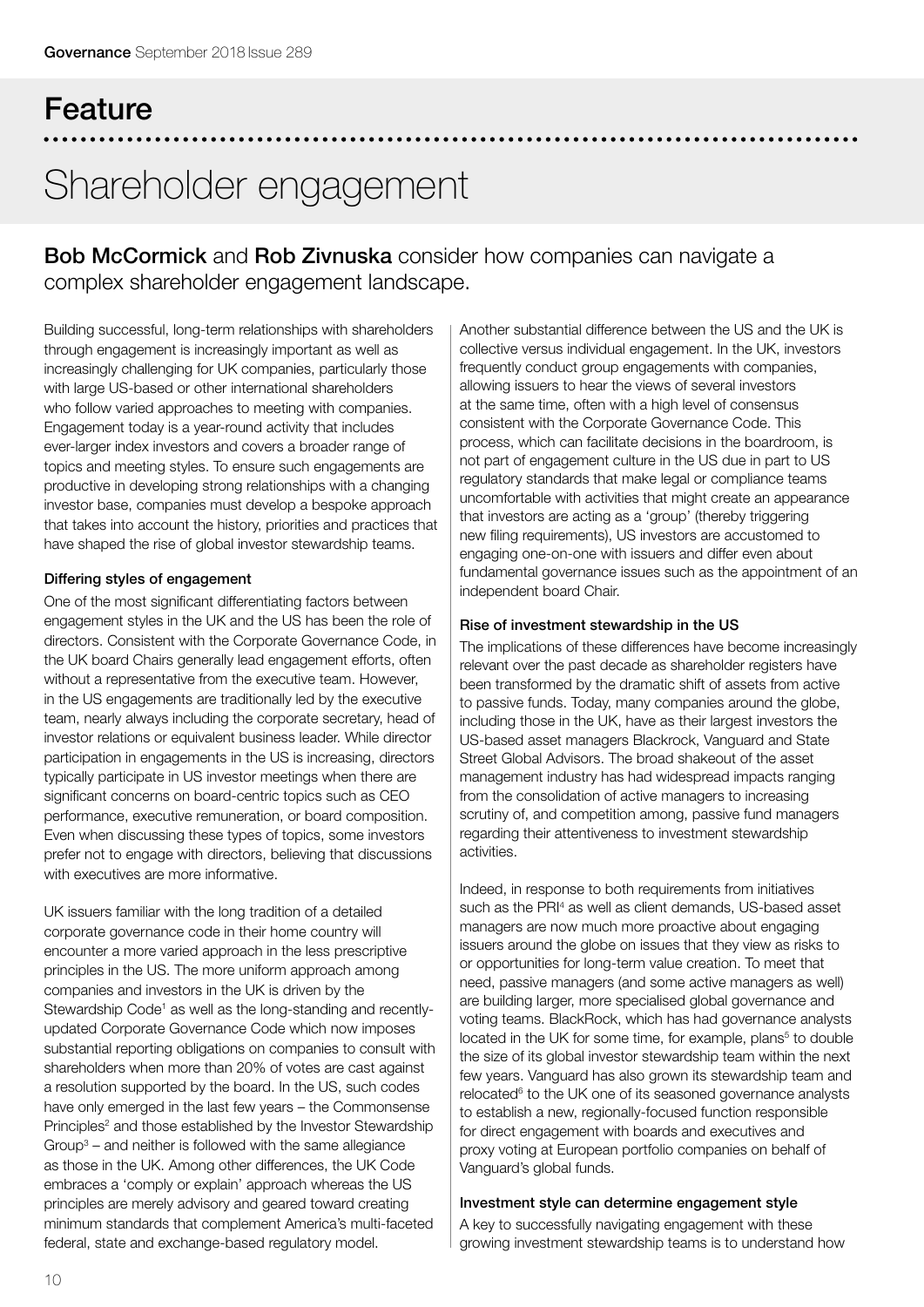## Feature

# Shareholder engagement

**Bob McCormick** and **Rob Zivnuska** consider how companies can navigate a complex shareholder engagement landscape.

Building successful, long-term relationships with shareholders through engagement is increasingly important as well as increasingly challenging for UK companies, particularly those with large US-based or other international shareholders who follow varied approaches to meeting with companies. Engagement today is a year-round activity that includes ever-larger index investors and covers a broader range of topics and meeting styles. To ensure such engagements are productive in developing strong relationships with a changing investor base, companies must develop a bespoke approach that takes into account the history, priorities and practices that have shaped the rise of global investor stewardship teams.

### Differing styles of engagement

One of the most significant differentiating factors between engagement styles in the UK and the US has been the role of directors. Consistent with the Corporate Governance Code, in the UK board Chairs generally lead engagement efforts, often without a representative from the executive team. However, in the US engagements are traditionally led by the executive team, nearly always including the corporate secretary, head of investor relations or equivalent business leader. While director participation in engagements in the US is increasing, directors typically participate in US investor meetings when there are significant concerns on board-centric topics such as CEO performance, executive remuneration, or board composition. Even when discussing these types of topics, some investors prefer not to engage with directors, believing that discussions with executives are more informative.

UK issuers familiar with the long tradition of a detailed corporate governance code in their home country will encounter a more varied approach in the less prescriptive principles in the US. The more uniform approach among companies and investors in the UK is driven by the Stewardship Code[1] as well as the long-standing and recently-updated Corporate Governance Code which now imposes substantial reporting obligations on companies to consult with shareholders when more than 20% of votes are cast against a resolution supported by the board. In the US, such codes have only emerged in the last few years – the Commonsense Principles[2] and those established by the Investor Stewardship Group[3] – and neither is followed with the same allegiance as those in the UK. Among other differences, the UK Code embraces a 'comply or explain' approach whereas the US principles are merely advisory and geared toward creating minimum standards that complement America's multi-faceted federal, state and exchange-based regulatory model.

Another substantial difference between the US and the UK is collective versus individual engagement. In the UK, investors frequently conduct group engagements with companies, allowing issuers to hear the views of several investors at the same time, often with a high level of consensus consistent with the Corporate Governance Code. This process, which can facilitate decisions in the boardroom, is not part of engagement culture in the US due in part to US regulatory standards that make legal or compliance teams uncomfortable with activities that might create an appearance that investors are acting as a 'group' (thereby triggering new filing requirements), US investors are accustomed to engaging one-on-one with issuers and differ even about fundamental governance issues such as the appointment of an independent board Chair.

### Rise of investment stewardship in the US

The implications of these differences have become increasingly relevant over the past decade as shareholder registers have been transformed by the dramatic shift of assets from active to passive funds. Today, many companies around the globe, including those in the UK, have as their largest investors the US-based asset managers Blackrock, Vanguard and State Street Global Advisors. The broad shakeout of the asset management industry has had widespread impacts ranging from the consolidation of active managers to increasing scrutiny of, and competition among, passive fund managers regarding their attentiveness to investment stewardship activities.

Indeed, in response to both requirements from initiatives such as the PRI[4] as well as client demands, US-based asset managers are now much more proactive about engaging issuers around the globe on issues that they view as risks to or opportunities for long-term value creation. To meet that need, passive managers (and some active managers as well) are building larger, more specialised global governance and voting teams. BlackRock, which has had governance analysts located in the UK for some time, for example, plans[5] to double the size of its global investor stewardship team within the next few years. Vanguard has also grown its stewardship team and relocated[6] to the UK one of its seasoned governance analysts to establish a new, regionally-focused function responsible for direct engagement with boards and executives and proxy voting at European portfolio companies on behalf of Vanguard's global funds.

### Investment style can determine engagement style

A key to successfully navigating engagement with these growing investment stewardship teams is to understand how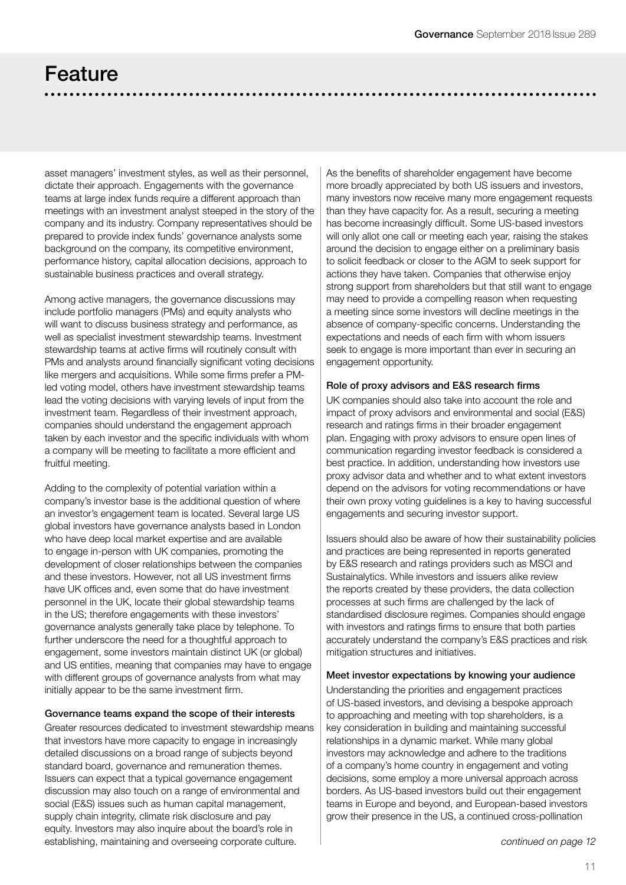# Feature

asset managers' investment styles, as well as their personnel, dictate their approach. Engagements with the governance teams at large index funds require a different approach than meetings with an investment analyst steeped in the story of the company and its industry. Company representatives should be prepared to provide index funds' governance analysts some background on the company, its competitive environment, performance history, capital allocation decisions, approach to sustainable business practices and overall strategy.

Among active managers, the governance discussions may include portfolio managers (PMs) and equity analysts who will want to discuss business strategy and performance, as well as specialist investment stewardship teams. Investment stewardship teams at active firms will routinely consult with PMs and analysts around financially significant voting decisions like mergers and acquisitions. While some firms prefer a PM-led voting model, others have investment stewardship teams lead the voting decisions with varying levels of input from the investment team. Regardless of their investment approach, companies should understand the engagement approach taken by each investor and the specific individuals with whom a company will be meeting to facilitate a more efficient and fruitful meeting.

Adding to the complexity of potential variation within a company's investor base is the additional question of where an investor's engagement team is located. Several large US global investors have governance analysts based in London who have deep local market expertise and are available to engage in-person with UK companies, promoting the development of closer relationships between the companies and these investors. However, not all US investment firms have UK offices and, even some that do have investment personnel in the UK, locate their global stewardship teams in the US; therefore engagements with these investors' governance analysts generally take place by telephone. To further underscore the need for a thoughtful approach to engagement, some investors maintain distinct UK (or global) and US entities, meaning that companies may have to engage with different groups of governance analysts from what may initially appear to be the same investment firm.

### Governance teams expand the scope of their interests

Greater resources dedicated to investment stewardship means that investors have more capacity to engage in increasingly detailed discussions on a broad range of subjects beyond standard board, governance and remuneration themes. Issuers can expect that a typical governance engagement discussion may also touch on a range of environmental and social (E&S) issues such as human capital management, supply chain integrity, climate risk disclosure and pay equity. Investors may also inquire about the board's role in establishing, maintaining and overseeing corporate culture.

As the benefits of shareholder engagement have become more broadly appreciated by both US issuers and investors, many investors now receive many more engagement requests than they have capacity for. As a result, securing a meeting has become increasingly difficult. Some US-based investors will only allot one call or meeting each year, raising the stakes around the decision to engage either on a preliminary basis to solicit feedback or closer to the AGM to seek support for actions they have taken. Companies that otherwise enjoy strong support from shareholders but that still want to engage may need to provide a compelling reason when requesting a meeting since some investors will decline meetings in the absence of company-specific concerns. Understanding the expectations and needs of each firm with whom issuers seek to engage is more important than ever in securing an engagement opportunity.

### Role of proxy advisors and E&S research firms

UK companies should also take into account the role and impact of proxy advisors and environmental and social (E&S) research and ratings firms in their broader engagement plan. Engaging with proxy advisors to ensure open lines of communication regarding investor feedback is considered a best practice. In addition, understanding how investors use proxy advisor data and whether and to what extent investors depend on the advisors for voting recommendations or have their own proxy voting guidelines is a key to having successful engagements and securing investor support.

Issuers should also be aware of how their sustainability policies and practices are being represented in reports generated by E&S research and ratings providers such as MSCI and Sustainalytics. While investors and issuers alike review the reports created by these providers, the data collection processes at such firms are challenged by the lack of standardised disclosure regimes. Companies should engage with investors and ratings firms to ensure that both parties accurately understand the company's E&S practices and risk mitigation structures and initiatives.

### Meet investor expectations by knowing your audience

Understanding the priorities and engagement practices of US-based investors, and devising a bespoke approach to approaching and meeting with top shareholders, is a key consideration in building and maintaining successful relationships in a dynamic market. While many global investors may acknowledge and adhere to the traditions of a company's home country in engagement and voting decisions, some employ a more universal approach across borders. As US-based investors build out their engagement teams in Europe and beyond, and European-based investors grow their presence in the US, a continued cross-pollination

*continued on page 12*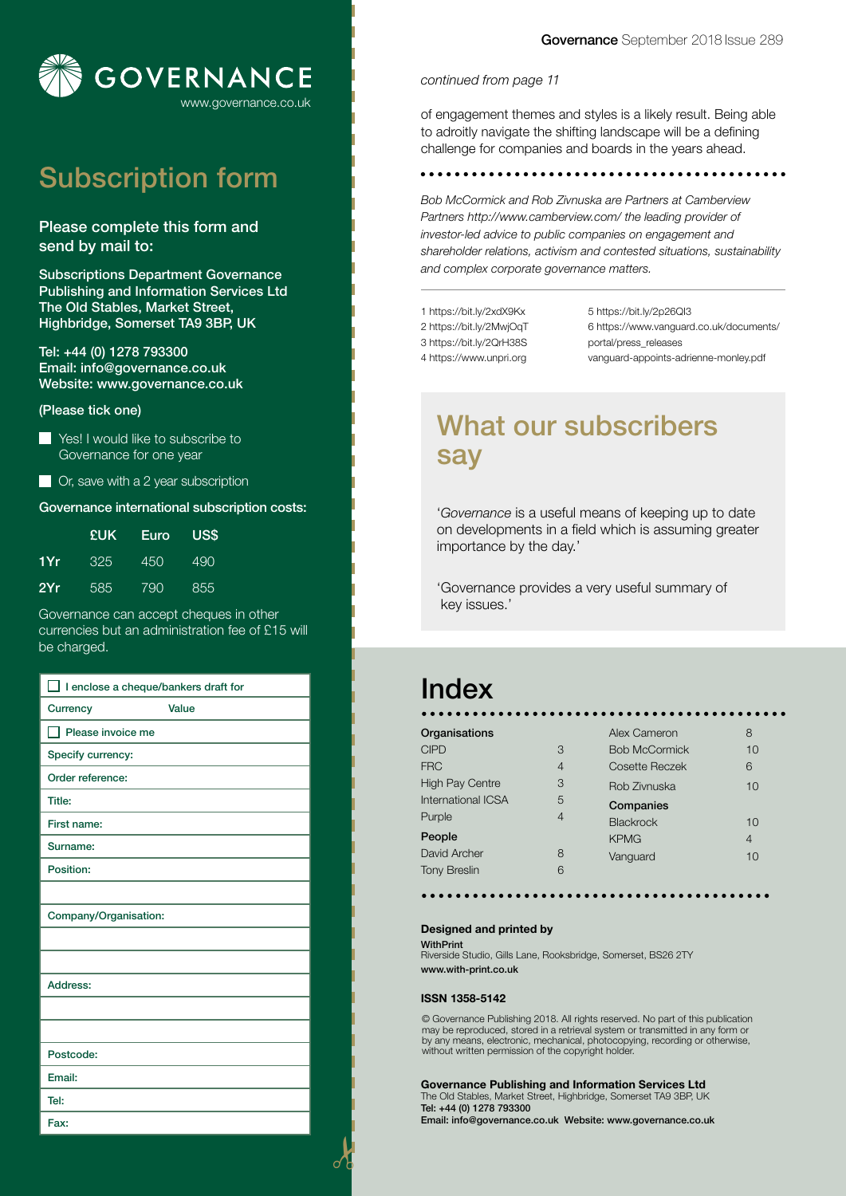# GOVERNANCE

www.governance.co.uk

## Subscription form

**Please complete this form and send by mail to:**

**Subscriptions Department Governance Publishing and Information Services Ltd**
**The Old Stables, Market Street, Highbridge, Somerset TA9 3BP, UK**

**Tel: +44 (0) 1278 793300**
**Email: info@governance.co.uk**
**Website: www.governance.co.uk**

(Please tick one)

- Yes! I would like to subscribe to Governance for one year
- Or, save with a 2 year subscription

**Governance international subscription costs:**

| | £UK | Euro | US$ |
|---|---|---|---|
| 1Yr | 325 | 450 | 490 |
| 2Yr | 585 | 790 | 855 |

Governance can accept cheques in other currencies but an administration fee of £15 will be charged.

| | |
|---|---|
| I enclose a cheque/bankers draft for | |
| Currency | Value |
| Please invoice me | |
| Specify currency: | |
| Order reference: | |
| Title: | |
| First name: | |
| Surname: | |
| Position: | |
| | |
| Company/Organisation: | |
| | |
| | |
| Address: | |
| | |
| | |
| Postcode: | |
| Email: | |
| Tel: | |
| Fax: | |

*continued from page 11*

of engagement themes and styles is a likely result. Being able to adroitly navigate the shifting landscape will be a defining challenge for companies and boards in the years ahead.

*Bob McCormick and Rob Zivnuska are Partners at Camberview Partners http://www.camberview.com/ the leading provider of investor-led advice to public companies on engagement and shareholder relations, activism and contested situations, sustainability and complex corporate governance matters.*

1 https://bit.ly/2xdX9Kx
2 https://bit.ly/2MwjOqT
3 https://bit.ly/2QrH38S
4 https://www.unpri.org
5 https://bit.ly/2p26Ql3
6 https://www.vanguard.co.uk/documents/portal/press_releases vanguard-appoints-adrienne-monley.pdf

## What our subscribers say

'*Governance* is a useful means of keeping up to date on developments in a field which is assuming greater importance by the day.'

'Governance provides a very useful summary of key issues.'

## Index

**Organisations**

| | |
|---|---|
| CIPD | 3 |
| FRC | 4 |
| High Pay Centre | 3 |
| International ICSA | 5 |
| Purple | 4 |

**People**

| | |
|---|---|
| David Archer | 8 |
| Tony Breslin | 6 |
| Alex Cameron | 8 |
| Bob McCormick | 10 |
| Cosette Reczek | 6 |
| Rob Zivnuska | 10 |

**Companies**

| | |
|---|---|
| Blackrock | 10 |
| KPMG | 4 |
| Vanguard | 10 |

**Designed and printed by**

**WithPrint**
Riverside Studio, Gills Lane, Rooksbridge, Somerset, BS26 2TY
**www.with-print.co.uk**

**ISSN 1358-5142**

© Governance Publishing 2018. All rights reserved. No part of this publication may be reproduced, stored in a retrieval system or transmitted in any form or by any means, electronic, mechanical, photocopying, recording or otherwise, without written permission of the copyright holder.

**Governance Publishing and Information Services Ltd**
The Old Stables, Market Street, Highbridge, Somerset TA9 3BP, UK
**Tel: +44 (0) 1278 793300**
**Email: info@governance.co.uk Website: www.governance.co.uk**